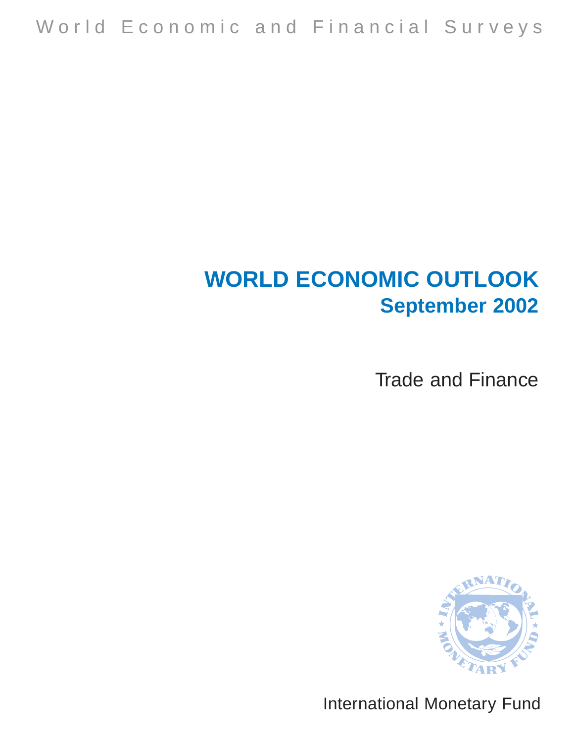World Economic and Financial Surveys

# WORLD ECONOMIC OUTLOOK
## September 2002

Trade and Finance

International Monetary Fund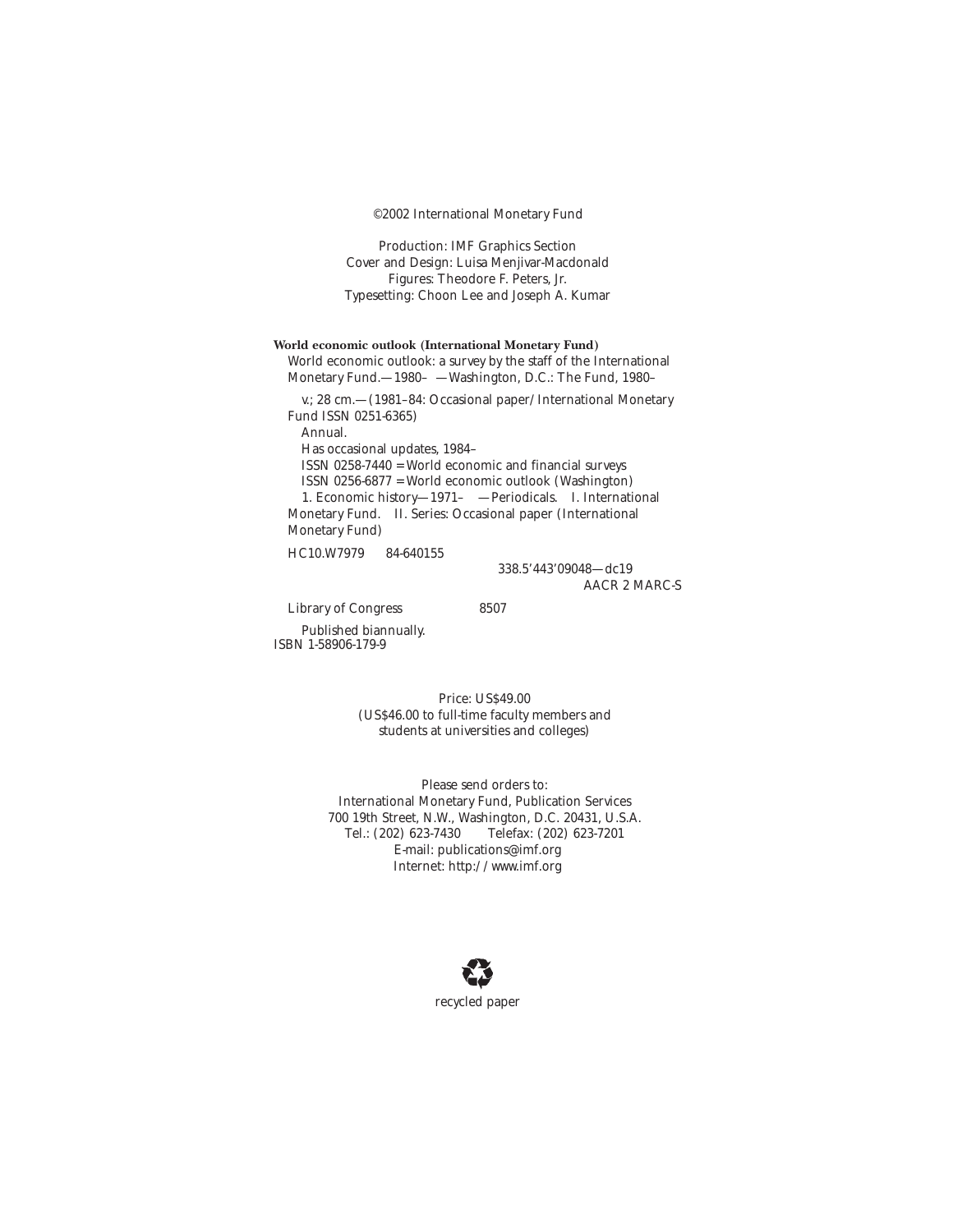©2002 International Monetary Fund

Production: IMF Graphics Section
Cover and Design: Luisa Menjivar-Macdonald
Figures: Theodore F. Peters, Jr.
Typesetting: Choon Lee and Joseph A. Kumar

**World economic outlook (International Monetary Fund)**
World economic outlook: a survey by the staff of the International Monetary Fund.—1980– —Washington, D.C.: The Fund, 1980–

v.; 28 cm.—(1981–84: Occasional paper/International Monetary Fund ISSN 0251-6365)
Annual.
Has occasional updates, 1984–
ISSN 0258-7440 = World economic and financial surveys
ISSN 0256-6877 = World economic outlook (Washington)
1. Economic history—1971– —Periodicals. I. International Monetary Fund. II. Series: Occasional paper (International Monetary Fund)

HC10.W7979 84-640155
338.5'443'09048—dc19
AACR 2 MARC-S

Library of Congress 8507

Published biannually.
ISBN 1-58906-179-9

Price: US$49.00
(US$46.00 to full-time faculty members and students at universities and colleges)

Please send orders to:
International Monetary Fund, Publication Services
700 19th Street, N.W., Washington, D.C. 20431, U.S.A.
Tel.: (202) 623-7430 Telefax: (202) 623-7201
E-mail: publications@imf.org
Internet: http://www.imf.org

recycled paper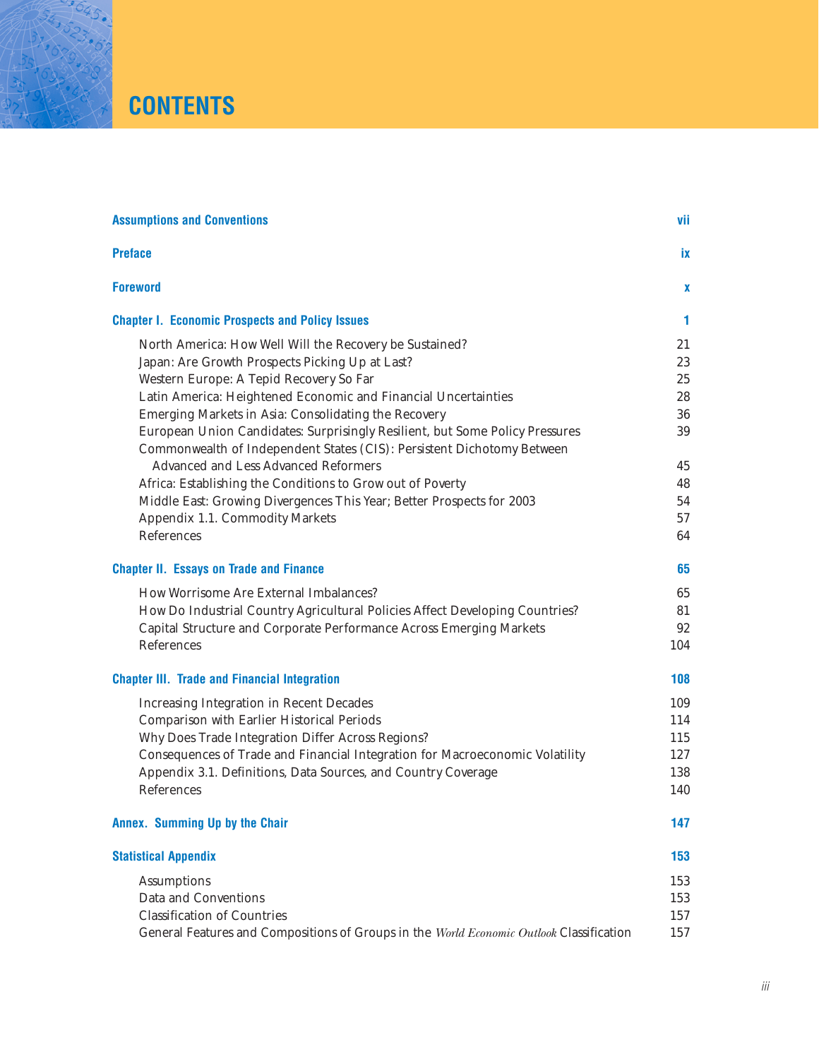# CONTENTS

| | |
|---|---|
| **Assumptions and Conventions** | **vii** |
| **Preface** | **ix** |
| **Foreword** | **x** |
| **Chapter I. Economic Prospects and Policy Issues** | **1** |
| North America: How Well Will the Recovery be Sustained? | 21 |
| Japan: Are Growth Prospects Picking Up at Last? | 23 |
| Western Europe: A Tepid Recovery So Far | 25 |
| Latin America: Heightened Economic and Financial Uncertainties | 28 |
| Emerging Markets in Asia: Consolidating the Recovery | 36 |
| European Union Candidates: Surprisingly Resilient, but Some Policy Pressures | 39 |
| Commonwealth of Independent States (CIS): Persistent Dichotomy Between Advanced and Less Advanced Reformers | 45 |
| Africa: Establishing the Conditions to Grow out of Poverty | 48 |
| Middle East: Growing Divergences This Year; Better Prospects for 2003 | 54 |
| Appendix 1.1. Commodity Markets | 57 |
| References | 64 |
| **Chapter II. Essays on Trade and Finance** | **65** |
| How Worrisome Are External Imbalances? | 65 |
| How Do Industrial Country Agricultural Policies Affect Developing Countries? | 81 |
| Capital Structure and Corporate Performance Across Emerging Markets | 92 |
| References | 104 |
| **Chapter III. Trade and Financial Integration** | **108** |
| Increasing Integration in Recent Decades | 109 |
| Comparison with Earlier Historical Periods | 114 |
| Why Does Trade Integration Differ Across Regions? | 115 |
| Consequences of Trade and Financial Integration for Macroeconomic Volatility | 127 |
| Appendix 3.1. Definitions, Data Sources, and Country Coverage | 138 |
| References | 140 |
| **Annex. Summing Up by the Chair** | **147** |
| **Statistical Appendix** | **153** |
| Assumptions | 153 |
| Data and Conventions | 153 |
| Classification of Countries | 157 |
| General Features and Compositions of Groups in the *World Economic Outlook* Classification | 157 |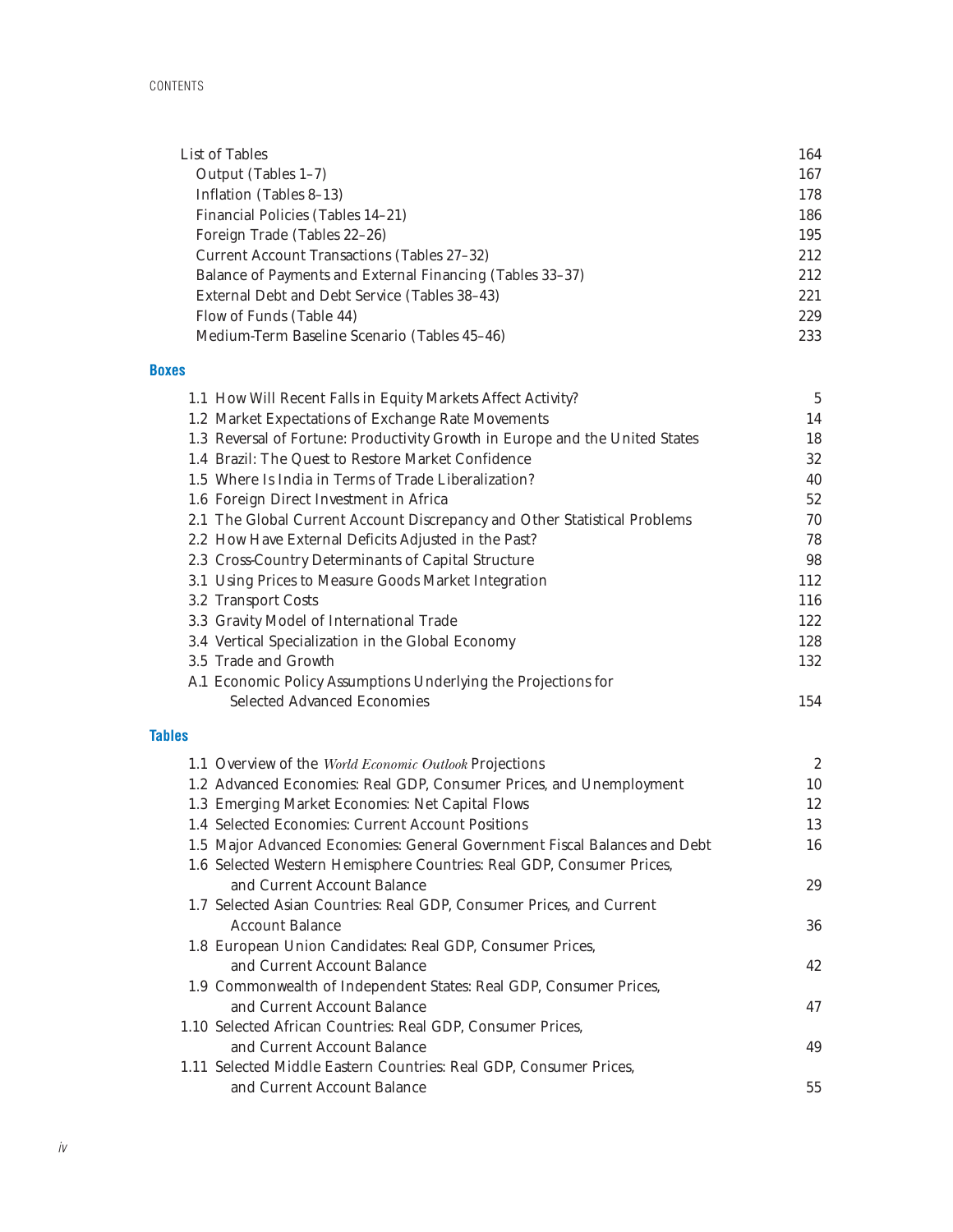List of Tables 164
- Output (Tables 1–7) 167
- Inflation (Tables 8–13) 178
- Financial Policies (Tables 14–21) 186
- Foreign Trade (Tables 22–26) 195
- Current Account Transactions (Tables 27–32) 212
- Balance of Payments and External Financing (Tables 33–37) 212
- External Debt and Debt Service (Tables 38–43) 221
- Flow of Funds (Table 44) 229
- Medium-Term Baseline Scenario (Tables 45–46) 233

## Boxes

- 1.1 How Will Recent Falls in Equity Markets Affect Activity? 5
- 1.2 Market Expectations of Exchange Rate Movements 14
- 1.3 Reversal of Fortune: Productivity Growth in Europe and the United States 18
- 1.4 Brazil: The Quest to Restore Market Confidence 32
- 1.5 Where Is India in Terms of Trade Liberalization? 40
- 1.6 Foreign Direct Investment in Africa 52
- 2.1 The Global Current Account Discrepancy and Other Statistical Problems 70
- 2.2 How Have External Deficits Adjusted in the Past? 78
- 2.3 Cross-Country Determinants of Capital Structure 98
- 3.1 Using Prices to Measure Goods Market Integration 112
- 3.2 Transport Costs 116
- 3.3 Gravity Model of International Trade 122
- 3.4 Vertical Specialization in the Global Economy 128
- 3.5 Trade and Growth 132
- A.1 Economic Policy Assumptions Underlying the Projections for Selected Advanced Economies 154

## Tables

- 1.1 Overview of the *World Economic Outlook* Projections 2
- 1.2 Advanced Economies: Real GDP, Consumer Prices, and Unemployment 10
- 1.3 Emerging Market Economies: Net Capital Flows 12
- 1.4 Selected Economies: Current Account Positions 13
- 1.5 Major Advanced Economies: General Government Fiscal Balances and Debt 16
- 1.6 Selected Western Hemisphere Countries: Real GDP, Consumer Prices, and Current Account Balance 29
- 1.7 Selected Asian Countries: Real GDP, Consumer Prices, and Current Account Balance 36
- 1.8 European Union Candidates: Real GDP, Consumer Prices, and Current Account Balance 42
- 1.9 Commonwealth of Independent States: Real GDP, Consumer Prices, and Current Account Balance 47
- 1.10 Selected African Countries: Real GDP, Consumer Prices, and Current Account Balance 49
- 1.11 Selected Middle Eastern Countries: Real GDP, Consumer Prices, and Current Account Balance 55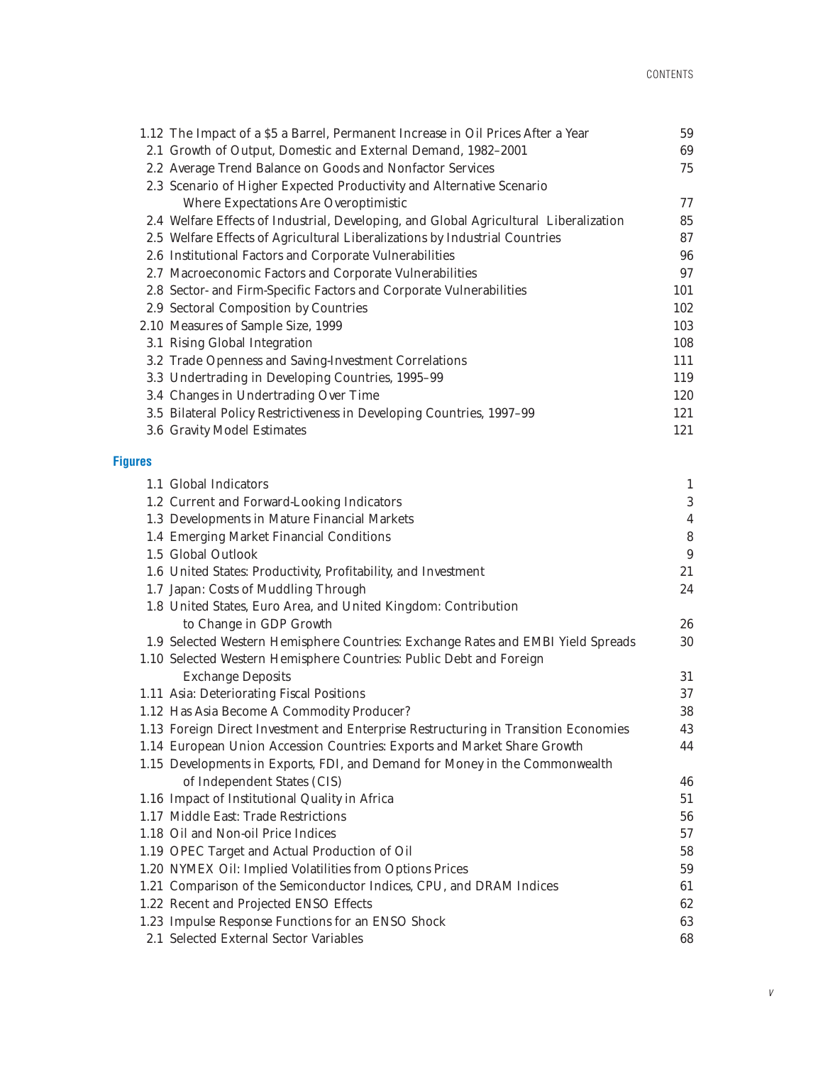| | |
|---|---|
| 1.12 The Impact of a $5 a Barrel, Permanent Increase in Oil Prices After a Year | 59 |
| 2.1 Growth of Output, Domestic and External Demand, 1982–2001 | 69 |
| 2.2 Average Trend Balance on Goods and Nonfactor Services | 75 |
| 2.3 Scenario of Higher Expected Productivity and Alternative Scenario Where Expectations Are Overoptimistic | 77 |
| 2.4 Welfare Effects of Industrial, Developing, and Global Agricultural Liberalization | 85 |
| 2.5 Welfare Effects of Agricultural Liberalizations by Industrial Countries | 87 |
| 2.6 Institutional Factors and Corporate Vulnerabilities | 96 |
| 2.7 Macroeconomic Factors and Corporate Vulnerabilities | 97 |
| 2.8 Sector- and Firm-Specific Factors and Corporate Vulnerabilities | 101 |
| 2.9 Sectoral Composition by Countries | 102 |
| 2.10 Measures of Sample Size, 1999 | 103 |
| 3.1 Rising Global Integration | 108 |
| 3.2 Trade Openness and Saving-Investment Correlations | 111 |
| 3.3 Undertrading in Developing Countries, 1995–99 | 119 |
| 3.4 Changes in Undertrading Over Time | 120 |
| 3.5 Bilateral Policy Restrictiveness in Developing Countries, 1997–99 | 121 |
| 3.6 Gravity Model Estimates | 121 |

## Figures

| | |
|---|---|
| 1.1 Global Indicators | 1 |
| 1.2 Current and Forward-Looking Indicators | 3 |
| 1.3 Developments in Mature Financial Markets | 4 |
| 1.4 Emerging Market Financial Conditions | 8 |
| 1.5 Global Outlook | 9 |
| 1.6 United States: Productivity, Profitability, and Investment | 21 |
| 1.7 Japan: Costs of Muddling Through | 24 |
| 1.8 United States, Euro Area, and United Kingdom: Contribution to Change in GDP Growth | 26 |
| 1.9 Selected Western Hemisphere Countries: Exchange Rates and EMBI Yield Spreads | 30 |
| 1.10 Selected Western Hemisphere Countries: Public Debt and Foreign Exchange Deposits | 31 |
| 1.11 Asia: Deteriorating Fiscal Positions | 37 |
| 1.12 Has Asia Become A Commodity Producer? | 38 |
| 1.13 Foreign Direct Investment and Enterprise Restructuring in Transition Economies | 43 |
| 1.14 European Union Accession Countries: Exports and Market Share Growth | 44 |
| 1.15 Developments in Exports, FDI, and Demand for Money in the Commonwealth of Independent States (CIS) | 46 |
| 1.16 Impact of Institutional Quality in Africa | 51 |
| 1.17 Middle East: Trade Restrictions | 56 |
| 1.18 Oil and Non-oil Price Indices | 57 |
| 1.19 OPEC Target and Actual Production of Oil | 58 |
| 1.20 NYMEX Oil: Implied Volatilities from Options Prices | 59 |
| 1.21 Comparison of the Semiconductor Indices, CPU, and DRAM Indices | 61 |
| 1.22 Recent and Projected ENSO Effects | 62 |
| 1.23 Impulse Response Functions for an ENSO Shock | 63 |
| 2.1 Selected External Sector Variables | 68 |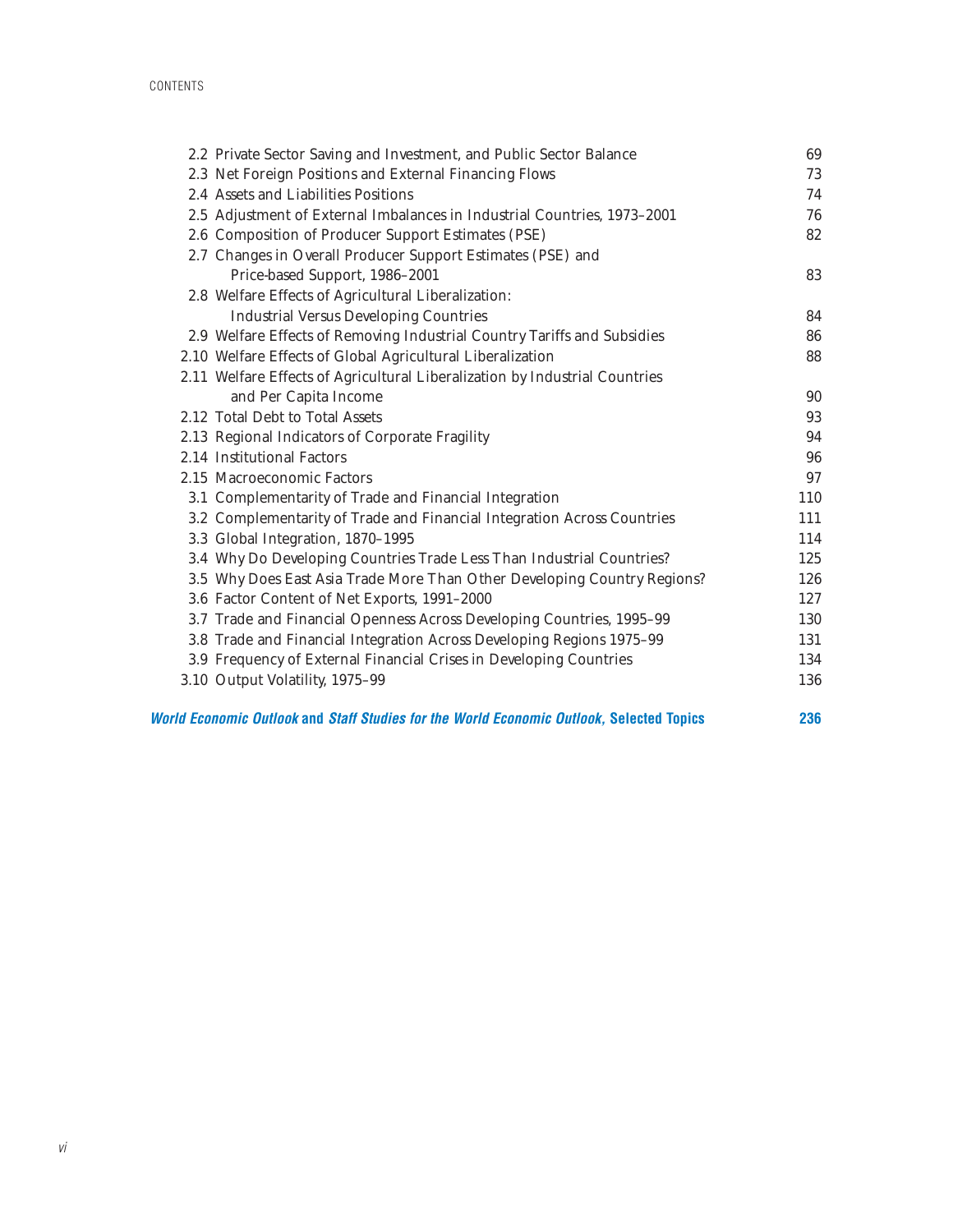2.2 Private Sector Saving and Investment, and Public Sector Balance 69
2.3 Net Foreign Positions and External Financing Flows 73
2.4 Assets and Liabilities Positions 74
2.5 Adjustment of External Imbalances in Industrial Countries, 1973–2001 76
2.6 Composition of Producer Support Estimates (PSE) 82
2.7 Changes in Overall Producer Support Estimates (PSE) and Price-based Support, 1986–2001 83
2.8 Welfare Effects of Agricultural Liberalization: Industrial Versus Developing Countries 84
2.9 Welfare Effects of Removing Industrial Country Tariffs and Subsidies 86
2.10 Welfare Effects of Global Agricultural Liberalization 88
2.11 Welfare Effects of Agricultural Liberalization by Industrial Countries and Per Capita Income 90
2.12 Total Debt to Total Assets 93
2.13 Regional Indicators of Corporate Fragility 94
2.14 Institutional Factors 96
2.15 Macroeconomic Factors 97
3.1 Complementarity of Trade and Financial Integration 110
3.2 Complementarity of Trade and Financial Integration Across Countries 111
3.3 Global Integration, 1870–1995 114
3.4 Why Do Developing Countries Trade Less Than Industrial Countries? 125
3.5 Why Does East Asia Trade More Than Other Developing Country Regions? 126
3.6 Factor Content of Net Exports, 1991–2000 127
3.7 Trade and Financial Openness Across Developing Countries, 1995–99 130
3.8 Trade and Financial Integration Across Developing Regions 1975–99 131
3.9 Frequency of External Financial Crises in Developing Countries 134
3.10 Output Volatility, 1975–99 136

***World Economic Outlook* and *Staff Studies for the World Economic Outlook*, Selected Topics 236**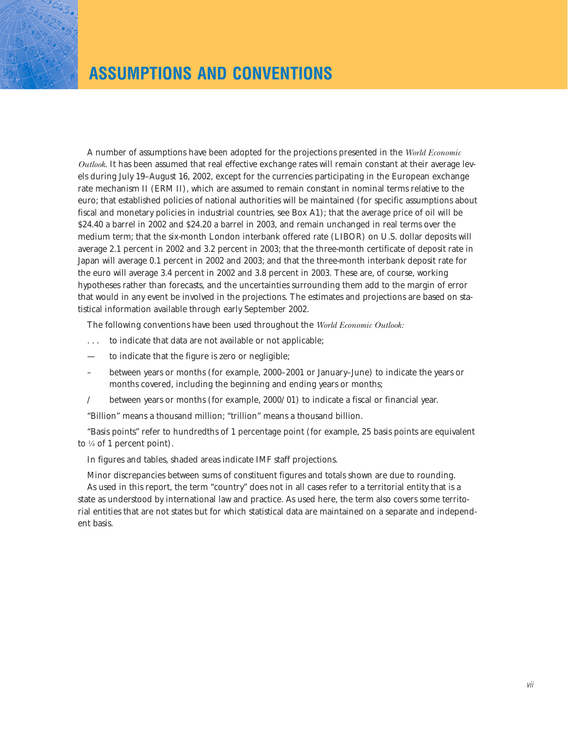# ASSUMPTIONS AND CONVENTIONS

A number of assumptions have been adopted for the projections presented in the *World Economic Outlook*. It has been assumed that real effective exchange rates will remain constant at their average levels during July 19–August 16, 2002, except for the currencies participating in the European exchange rate mechanism II (ERM II), which are assumed to remain constant in nominal terms relative to the euro; that established policies of national authorities will be maintained (for specific assumptions about fiscal and monetary policies in industrial countries, see Box A1); that the average price of oil will be $24.40 a barrel in 2002 and $24.20 a barrel in 2003, and remain unchanged in real terms over the medium term; that the six-month London interbank offered rate (LIBOR) on U.S. dollar deposits will average 2.1 percent in 2002 and 3.2 percent in 2003; that the three-month certificate of deposit rate in Japan will average 0.1 percent in 2002 and 2003; and that the three-month interbank deposit rate for the euro will average 3.4 percent in 2002 and 3.8 percent in 2003. These are, of course, working hypotheses rather than forecasts, and the uncertainties surrounding them add to the margin of error that would in any event be involved in the projections. The estimates and projections are based on statistical information available through early September 2002.

The following conventions have been used throughout the *World Economic Outlook:*

- . . . to indicate that data are not available or not applicable;
- — to indicate that the figure is zero or negligible;
- – between years or months (for example, 2000–2001 or January–June) to indicate the years or months covered, including the beginning and ending years or months;
- / between years or months (for example, 2000/01) to indicate a fiscal or financial year.

"Billion" means a thousand million; "trillion" means a thousand billion.

"Basis points" refer to hundredths of 1 percentage point (for example, 25 basis points are equivalent to ¼ of 1 percent point).

In figures and tables, shaded areas indicate IMF staff projections.

Minor discrepancies between sums of constituent figures and totals shown are due to rounding.

As used in this report, the term "country" does not in all cases refer to a territorial entity that is a state as understood by international law and practice. As used here, the term also covers some territorial entities that are not states but for which statistical data are maintained on a separate and independent basis.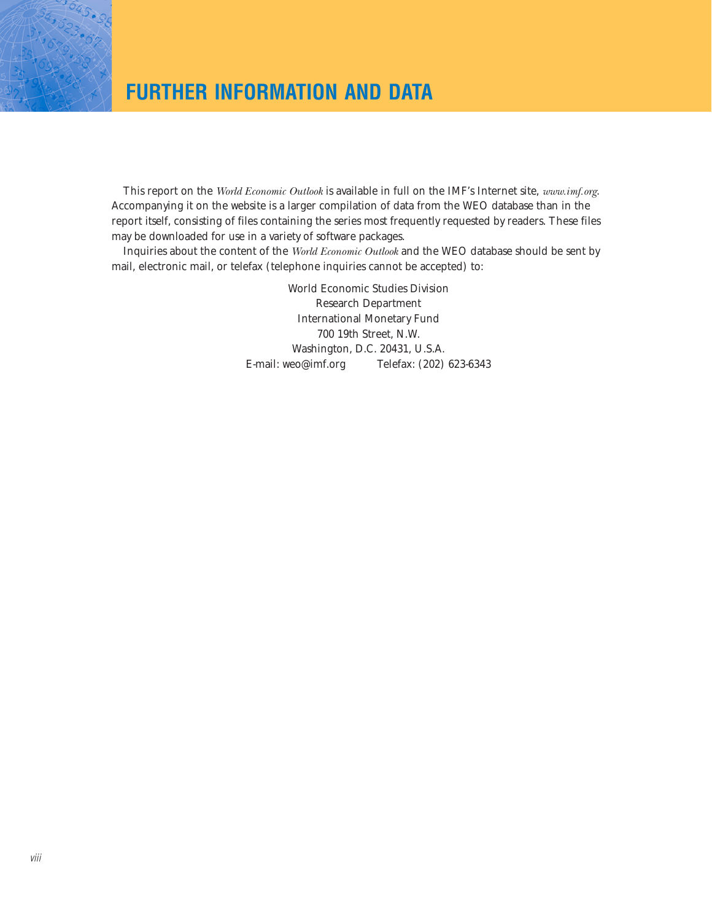# FURTHER INFORMATION AND DATA

This report on the *World Economic Outlook* is available in full on the IMF's Internet site, *www.imf.org*. Accompanying it on the website is a larger compilation of data from the WEO database than in the report itself, consisting of files containing the series most frequently requested by readers. These files may be downloaded for use in a variety of software packages.

Inquiries about the content of the *World Economic Outlook* and the WEO database should be sent by mail, electronic mail, or telefax (telephone inquiries cannot be accepted) to:

World Economic Studies Division
Research Department
International Monetary Fund
700 19th Street, N.W.
Washington, D.C. 20431, U.S.A.
E-mail: weo@imf.org     Telefax: (202) 623-6343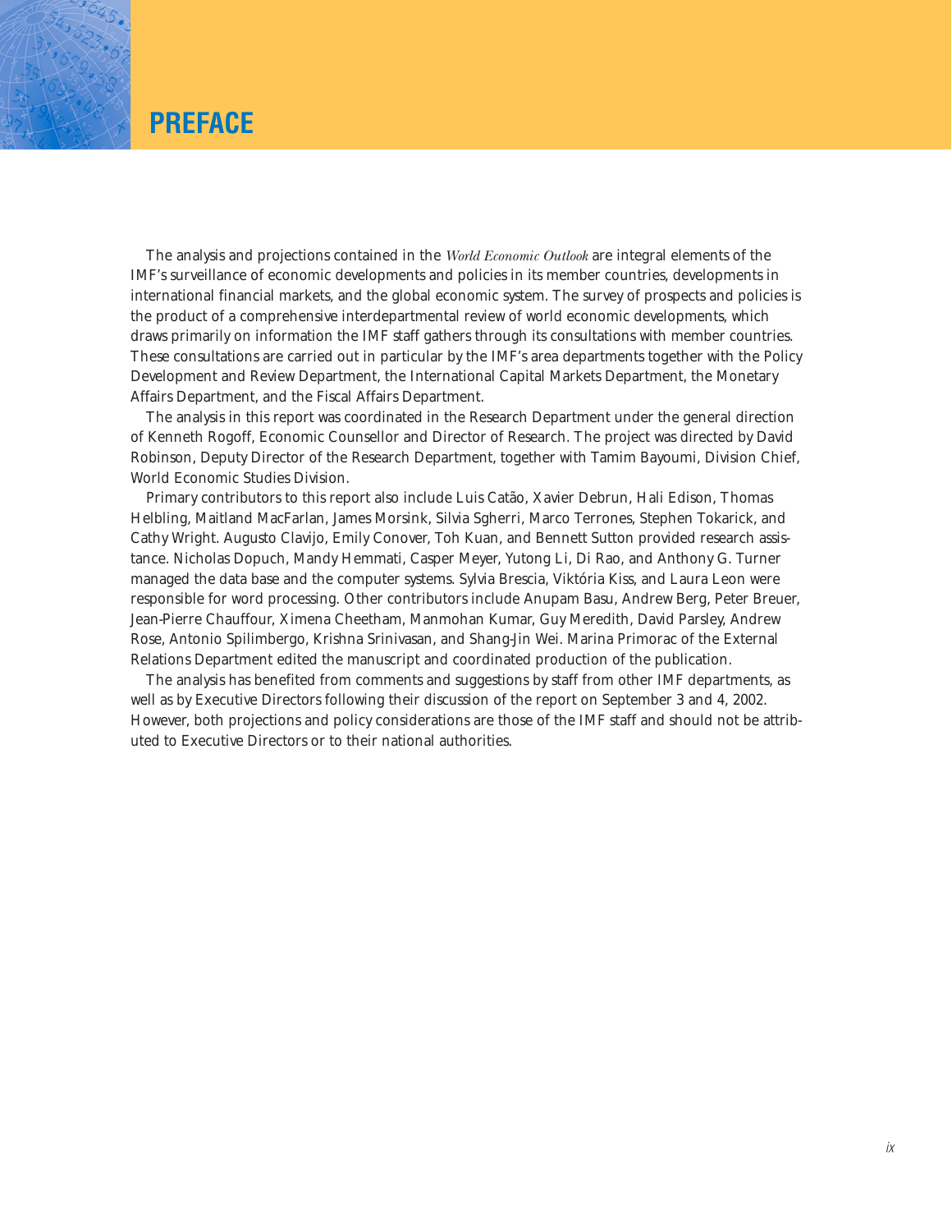# PREFACE

The analysis and projections contained in the *World Economic Outlook* are integral elements of the IMF's surveillance of economic developments and policies in its member countries, developments in international financial markets, and the global economic system. The survey of prospects and policies is the product of a comprehensive interdepartmental review of world economic developments, which draws primarily on information the IMF staff gathers through its consultations with member countries. These consultations are carried out in particular by the IMF's area departments together with the Policy Development and Review Department, the International Capital Markets Department, the Monetary Affairs Department, and the Fiscal Affairs Department.

The analysis in this report was coordinated in the Research Department under the general direction of Kenneth Rogoff, Economic Counsellor and Director of Research. The project was directed by David Robinson, Deputy Director of the Research Department, together with Tamim Bayoumi, Division Chief, World Economic Studies Division.

Primary contributors to this report also include Luis Catão, Xavier Debrun, Hali Edison, Thomas Helbling, Maitland MacFarlan, James Morsink, Silvia Sgherri, Marco Terrones, Stephen Tokarick, and Cathy Wright. Augusto Clavijo, Emily Conover, Toh Kuan, and Bennett Sutton provided research assistance. Nicholas Dopuch, Mandy Hemmati, Casper Meyer, Yutong Li, Di Rao, and Anthony G. Turner managed the data base and the computer systems. Sylvia Brescia, Viktória Kiss, and Laura Leon were responsible for word processing. Other contributors include Anupam Basu, Andrew Berg, Peter Breuer, Jean-Pierre Chauffour, Ximena Cheetham, Manmohan Kumar, Guy Meredith, David Parsley, Andrew Rose, Antonio Spilimbergo, Krishna Srinivasan, and Shang-Jin Wei. Marina Primorac of the External Relations Department edited the manuscript and coordinated production of the publication.

The analysis has benefited from comments and suggestions by staff from other IMF departments, as well as by Executive Directors following their discussion of the report on September 3 and 4, 2002. However, both projections and policy considerations are those of the IMF staff and should not be attributed to Executive Directors or to their national authorities.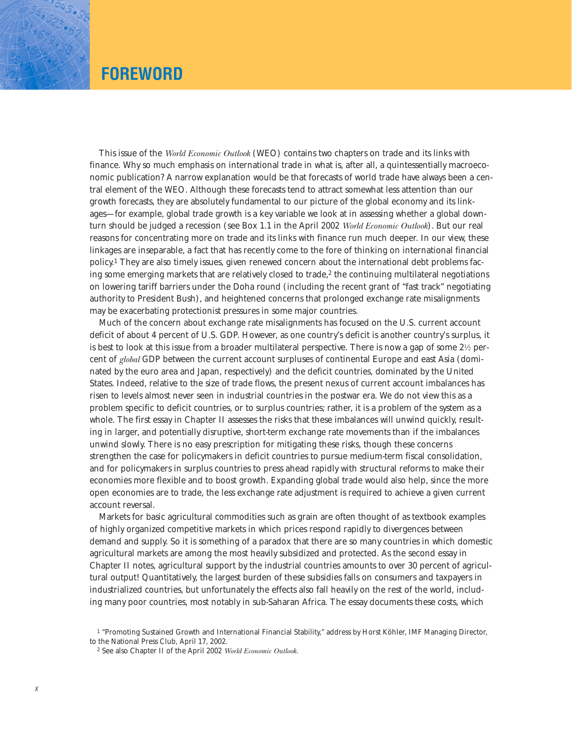# FOREWORD

This issue of the *World Economic Outlook* (WEO) contains two chapters on trade and its links with finance. Why so much emphasis on international trade in what is, after all, a quintessentially macroeconomic publication? A narrow explanation would be that forecasts of world trade have always been a central element of the WEO. Although these forecasts tend to attract somewhat less attention than our growth forecasts, they are absolutely fundamental to our picture of the global economy and its linkages—for example, global trade growth is a key variable we look at in assessing whether a global downturn should be judged a recession (see Box 1.1 in the April 2002 *World Economic Outlook*). But our real reasons for concentrating more on trade and its links with finance run much deeper. In our view, these linkages are inseparable, a fact that has recently come to the fore of thinking on international financial policy.[1] They are also timely issues, given renewed concern about the international debt problems facing some emerging markets that are relatively closed to trade,[2] the continuing multilateral negotiations on lowering tariff barriers under the Doha round (including the recent grant of "fast track" negotiating authority to President Bush), and heightened concerns that prolonged exchange rate misalignments may be exacerbating protectionist pressures in some major countries.

Much of the concern about exchange rate misalignments has focused on the U.S. current account deficit of about 4 percent of U.S. GDP. However, as one country's deficit is another country's surplus, it is best to look at this issue from a broader multilateral perspective. There is now a gap of some 2½ percent of *global* GDP between the current account surpluses of continental Europe and east Asia (dominated by the euro area and Japan, respectively) and the deficit countries, dominated by the United States. Indeed, relative to the size of trade flows, the present nexus of current account imbalances has risen to levels almost never seen in industrial countries in the postwar era. We do not view this as a problem specific to deficit countries, or to surplus countries; rather, it is a problem of the system as a whole. The first essay in Chapter II assesses the risks that these imbalances will unwind quickly, resulting in larger, and potentially disruptive, short-term exchange rate movements than if the imbalances unwind slowly. There is no easy prescription for mitigating these risks, though these concerns strengthen the case for policymakers in deficit countries to pursue medium-term fiscal consolidation, and for policymakers in surplus countries to press ahead rapidly with structural reforms to make their economies more flexible and to boost growth. Expanding global trade would also help, since the more open economies are to trade, the less exchange rate adjustment is required to achieve a given current account reversal.

Markets for basic agricultural commodities such as grain are often thought of as textbook examples of highly organized competitive markets in which prices respond rapidly to divergences between demand and supply. So it is something of a paradox that there are so many countries in which domestic agricultural markets are among the most heavily subsidized and protected. As the second essay in Chapter II notes, agricultural support by the industrial countries amounts to over 30 percent of agricultural output! Quantitatively, the largest burden of these subsidies falls on consumers and taxpayers in industrialized countries, but unfortunately the effects also fall heavily on the rest of the world, including many poor countries, most notably in sub-Saharan Africa. The essay documents these costs, which

[1] "Promoting Sustained Growth and International Financial Stability," address by Horst Köhler, IMF Managing Director, to the National Press Club, April 17, 2002.

[2] See also Chapter II of the April 2002 *World Economic Outlook*.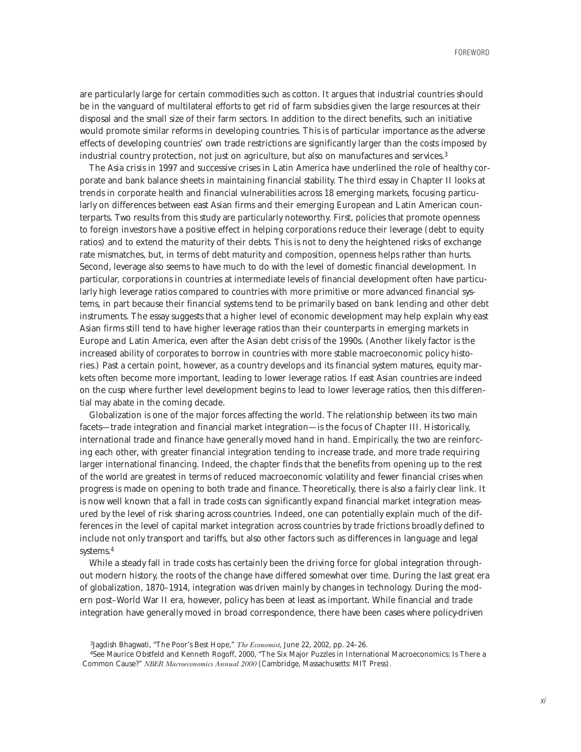are particularly large for certain commodities such as cotton. It argues that industrial countries should be in the vanguard of multilateral efforts to get rid of farm subsidies given the large resources at their disposal and the small size of their farm sectors. In addition to the direct benefits, such an initiative would promote similar reforms in developing countries. This is of particular importance as the adverse effects of developing countries' own trade restrictions are significantly larger than the costs imposed by industrial country protection, not just on agriculture, but also on manufactures and services.[3]

The Asia crisis in 1997 and successive crises in Latin America have underlined the role of healthy corporate and bank balance sheets in maintaining financial stability. The third essay in Chapter II looks at trends in corporate health and financial vulnerabilities across 18 emerging markets, focusing particularly on differences between east Asian firms and their emerging European and Latin American counterparts. Two results from this study are particularly noteworthy. First, policies that promote openness to foreign investors have a positive effect in helping corporations reduce their leverage (debt to equity ratios) and to extend the maturity of their debts. This is not to deny the heightened risks of exchange rate mismatches, but, in terms of debt maturity and composition, openness helps rather than hurts. Second, leverage also seems to have much to do with the level of domestic financial development. In particular, corporations in countries at intermediate levels of financial development often have particularly high leverage ratios compared to countries with more primitive or more advanced financial systems, in part because their financial systems tend to be primarily based on bank lending and other debt instruments. The essay suggests that a higher level of economic development may help explain why east Asian firms still tend to have higher leverage ratios than their counterparts in emerging markets in Europe and Latin America, even after the Asian debt crisis of the 1990s. (Another likely factor is the increased ability of corporates to borrow in countries with more stable macroeconomic policy histories.) Past a certain point, however, as a country develops and its financial system matures, equity markets often become more important, leading to lower leverage ratios. If east Asian countries are indeed on the cusp where further level development begins to lead to lower leverage ratios, then this differential may abate in the coming decade.

Globalization is one of the major forces affecting the world. The relationship between its two main facets—trade integration and financial market integration—is the focus of Chapter III. Historically, international trade and finance have generally moved hand in hand. Empirically, the two are reinforcing each other, with greater financial integration tending to increase trade, and more trade requiring larger international financing. Indeed, the chapter finds that the benefits from opening up to the rest of the world are greatest in terms of reduced macroeconomic volatility and fewer financial crises when progress is made on opening to both trade and finance. Theoretically, there is also a fairly clear link. It is now well known that a fall in trade costs can significantly expand financial market integration measured by the level of risk sharing across countries. Indeed, one can potentially explain much of the differences in the level of capital market integration across countries by trade frictions broadly defined to include not only transport and tariffs, but also other factors such as differences in language and legal systems.[4]

While a steady fall in trade costs has certainly been the driving force for global integration throughout modern history, the roots of the change have differed somewhat over time. During the last great era of globalization, 1870–1914, integration was driven mainly by changes in technology. During the modern post–World War II era, however, policy has been at least as important. While financial and trade integration have generally moved in broad correspondence, there have been cases where policy-driven

[3]Jagdish Bhagwati, "The Poor's Best Hope," *The Economist*, June 22, 2002, pp. 24–26.

[4]See Maurice Obstfeld and Kenneth Rogoff, 2000, "The Six Major Puzzles in International Macroeconomics: Is There a Common Cause?" *NBER Macroeconomics Annual 2000* (Cambridge, Massachusetts: MIT Press).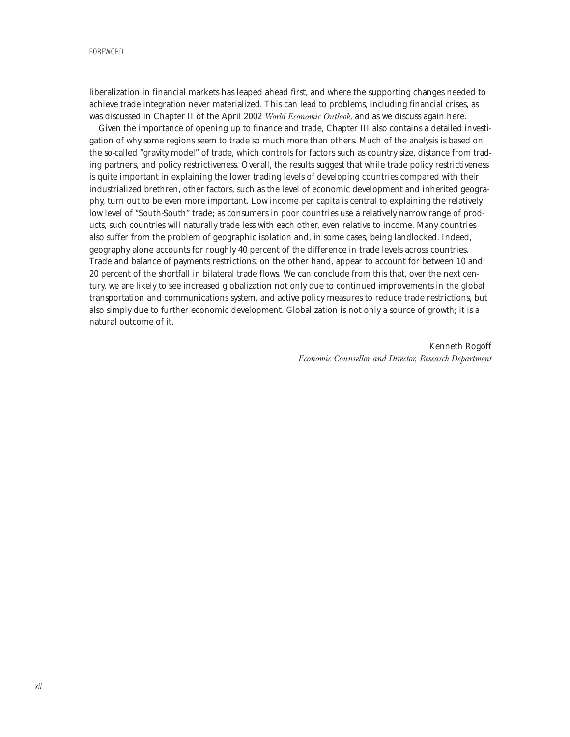liberalization in financial markets has leaped ahead first, and where the supporting changes needed to achieve trade integration never materialized. This can lead to problems, including financial crises, as was discussed in Chapter II of the April 2002 *World Economic Outlook*, and as we discuss again here.

Given the importance of opening up to finance and trade, Chapter III also contains a detailed investigation of why some regions seem to trade so much more than others. Much of the analysis is based on the so-called "gravity model" of trade, which controls for factors such as country size, distance from trading partners, and policy restrictiveness. Overall, the results suggest that while trade policy restrictiveness is quite important in explaining the lower trading levels of developing countries compared with their industrialized brethren, other factors, such as the level of economic development and inherited geography, turn out to be even more important. Low income per capita is central to explaining the relatively low level of "South-South" trade; as consumers in poor countries use a relatively narrow range of products, such countries will naturally trade less with each other, even relative to income. Many countries also suffer from the problem of geographic isolation and, in some cases, being landlocked. Indeed, geography alone accounts for roughly 40 percent of the difference in trade levels across countries. Trade and balance of payments restrictions, on the other hand, appear to account for between 10 and 20 percent of the shortfall in bilateral trade flows. We can conclude from this that, over the next century, we are likely to see increased globalization not only due to continued improvements in the global transportation and communications system, and active policy measures to reduce trade restrictions, but also simply due to further economic development. Globalization is not only a source of growth; it is a natural outcome of it.

Kenneth Rogoff
*Economic Counsellor and Director, Research Department*